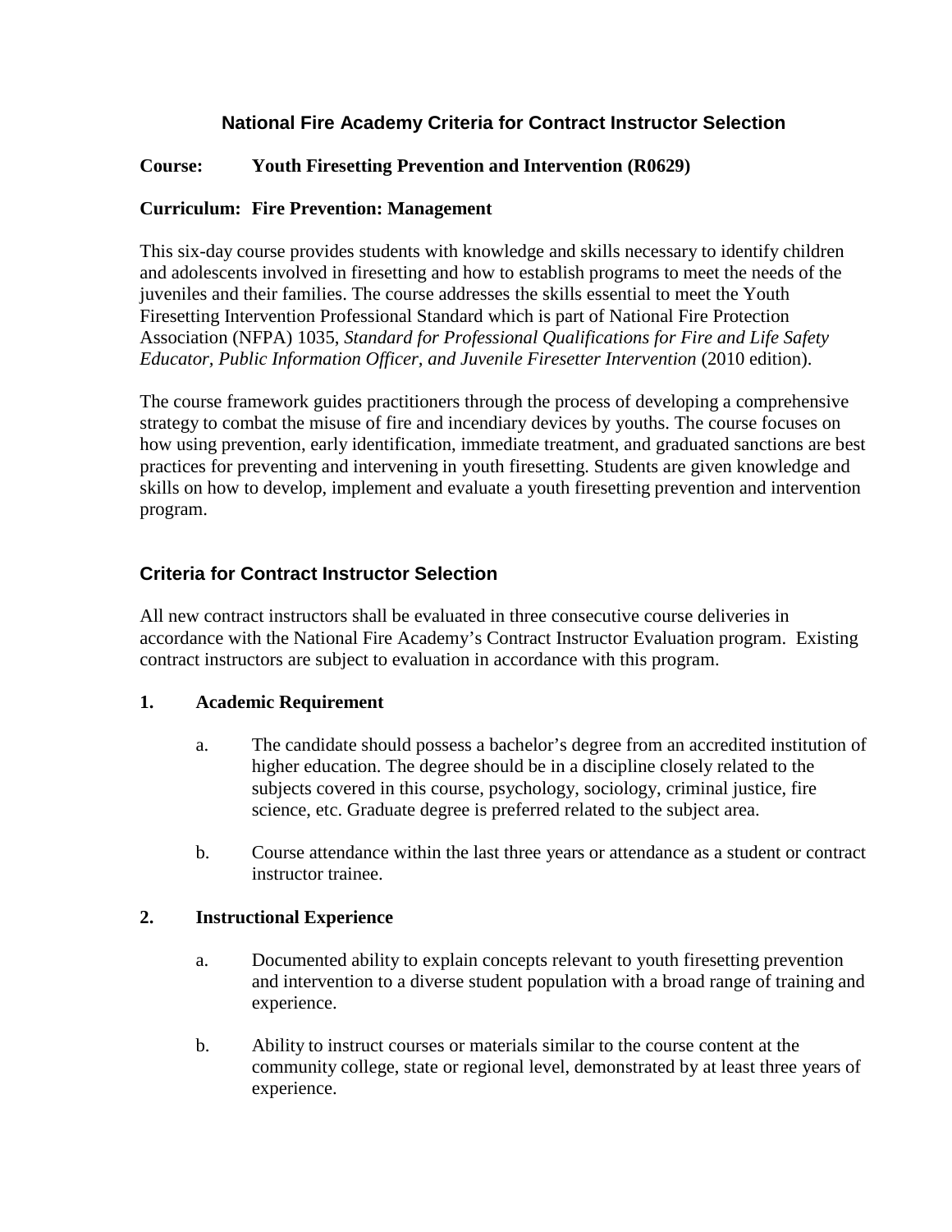# National Fire Academy Criteria for Contract Instructor Selection

**Course: Youth Firesetting Prevention and Intervention (R0629)**

**Curriculum: Fire Prevention: Management**

This six-day course provides students with knowledge and skills necessary to identify children and adolescents involved in firesetting and how to establish programs to meet the needs of the juveniles and their families. The course addresses the skills essential to meet the Youth Firesetting Intervention Professional Standard which is part of National Fire Protection Association (NFPA) 1035, *Standard for Professional Qualifications for Fire and Life Safety Educator, Public Information Officer, and Juvenile Firesetter Intervention* (2010 edition).

The course framework guides practitioners through the process of developing a comprehensive strategy to combat the misuse of fire and incendiary devices by youths. The course focuses on how using prevention, early identification, immediate treatment, and graduated sanctions are best practices for preventing and intervening in youth firesetting. Students are given knowledge and skills on how to develop, implement and evaluate a youth firesetting prevention and intervention program.

## Criteria for Contract Instructor Selection

All new contract instructors shall be evaluated in three consecutive course deliveries in accordance with the National Fire Academy's Contract Instructor Evaluation program. Existing contract instructors are subject to evaluation in accordance with this program.

### 1. Academic Requirement

a. The candidate should possess a bachelor's degree from an accredited institution of higher education. The degree should be in a discipline closely related to the subjects covered in this course, psychology, sociology, criminal justice, fire science, etc. Graduate degree is preferred related to the subject area.

b. Course attendance within the last three years or attendance as a student or contract instructor trainee.

### 2. Instructional Experience

a. Documented ability to explain concepts relevant to youth firesetting prevention and intervention to a diverse student population with a broad range of training and experience.

b. Ability to instruct courses or materials similar to the course content at the community college, state or regional level, demonstrated by at least three years of experience.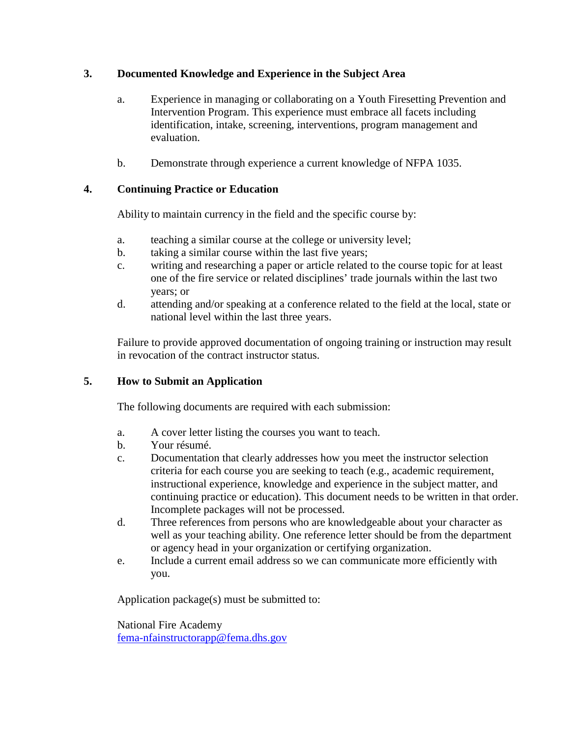## 3. Documented Knowledge and Experience in the Subject Area

a. Experience in managing or collaborating on a Youth Firesetting Prevention and Intervention Program. This experience must embrace all facets including identification, intake, screening, interventions, program management and evaluation.

b. Demonstrate through experience a current knowledge of NFPA 1035.

## 4. Continuing Practice or Education

Ability to maintain currency in the field and the specific course by:

a. teaching a similar course at the college or university level;
b. taking a similar course within the last five years;
c. writing and researching a paper or article related to the course topic for at least one of the fire service or related disciplines' trade journals within the last two years; or
d. attending and/or speaking at a conference related to the field at the local, state or national level within the last three years.

Failure to provide approved documentation of ongoing training or instruction may result in revocation of the contract instructor status.

## 5. How to Submit an Application

The following documents are required with each submission:

a. A cover letter listing the courses you want to teach.
b. Your résumé.
c. Documentation that clearly addresses how you meet the instructor selection criteria for each course you are seeking to teach (e.g., academic requirement, instructional experience, knowledge and experience in the subject matter, and continuing practice or education). This document needs to be written in that order. Incomplete packages will not be processed.
d. Three references from persons who are knowledgeable about your character as well as your teaching ability. One reference letter should be from the department or agency head in your organization or certifying organization.
e. Include a current email address so we can communicate more efficiently with you.

Application package(s) must be submitted to:

National Fire Academy
fema-nfainstructorapp@fema.dhs.gov